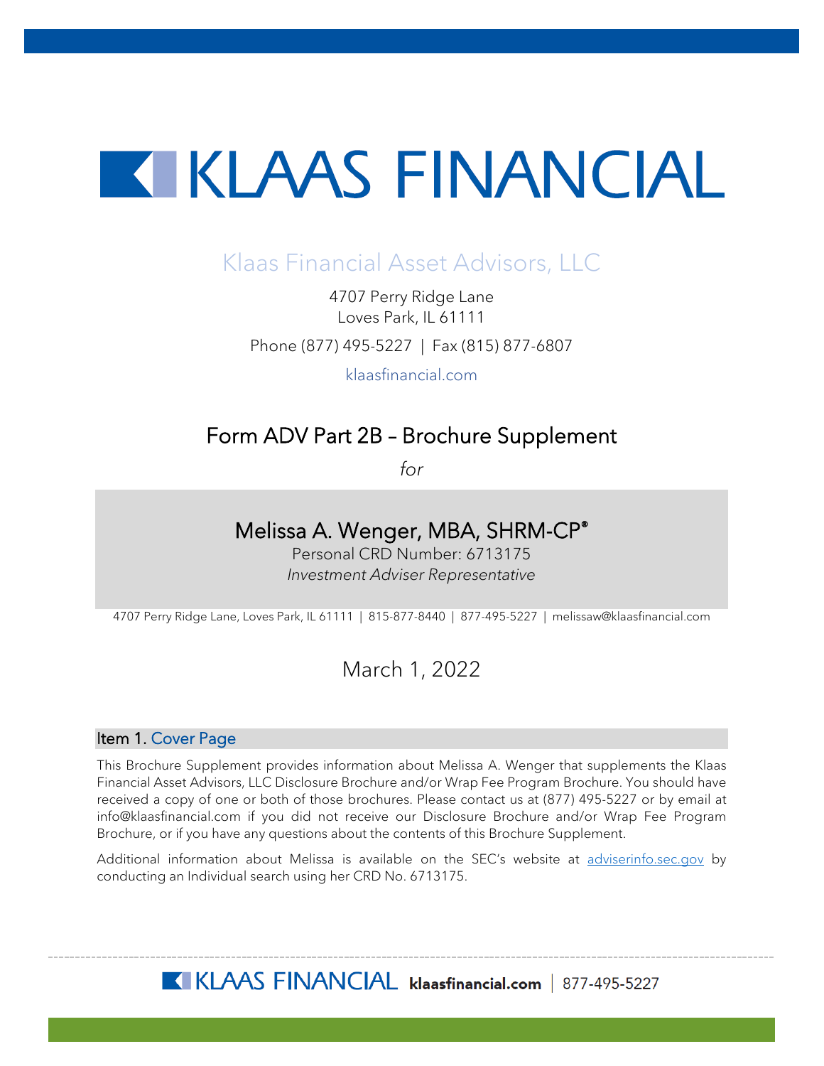# KLAAS FINANCIAL

## Klaas Financial Asset Advisors, LLC

4707 Perry Ridge Lane
Loves Park, IL 61111

Phone (877) 495-5227 | Fax (815) 877-6807

klaasfinancial.com

## Form ADV Part 2B – Brochure Supplement

*for*

### Melissa A. Wenger, MBA, SHRM-CP®

Personal CRD Number: 6713175

*Investment Adviser Representative*

4707 Perry Ridge Lane, Loves Park, IL 61111 | 815-877-8440 | 877-495-5227 | melissaw@klaasfinancial.com

March 1, 2022

### Item 1. Cover Page

This Brochure Supplement provides information about Melissa A. Wenger that supplements the Klaas Financial Asset Advisors, LLC Disclosure Brochure and/or Wrap Fee Program Brochure. You should have received a copy of one or both of those brochures. Please contact us at (877) 495-5227 or by email at info@klaasfinancial.com if you did not receive our Disclosure Brochure and/or Wrap Fee Program Brochure, or if you have any questions about the contents of this Brochure Supplement.

Additional information about Melissa is available on the SEC's website at adviserinfo.sec.gov by conducting an Individual search using her CRD No. 6713175.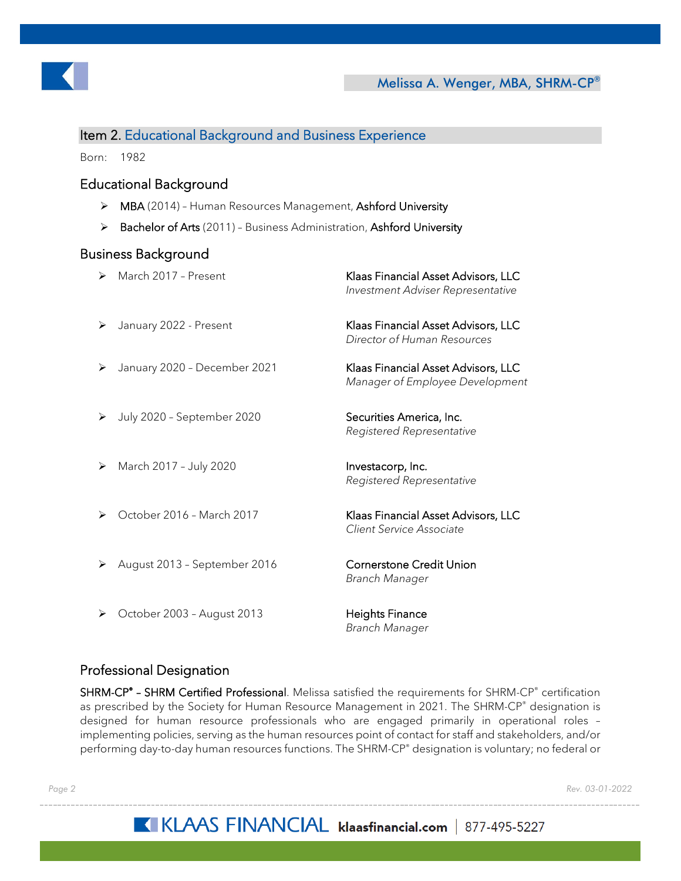## Item 2. Educational Background and Business Experience

Born: 1982

### Educational Background

- **MBA** (2014) – Human Resources Management, **Ashford University**
- **Bachelor of Arts** (2011) – Business Administration, **Ashford University**

### Business Background

| | |
|---|---|
| March 2017 – Present | Klaas Financial Asset Advisors, LLC<br>*Investment Adviser Representative* |
| January 2022 - Present | Klaas Financial Asset Advisors, LLC<br>*Director of Human Resources* |
| January 2020 – December 2021 | Klaas Financial Asset Advisors, LLC<br>*Manager of Employee Development* |
| July 2020 – September 2020 | Securities America, Inc.<br>*Registered Representative* |
| March 2017 – July 2020 | Investacorp, Inc.<br>*Registered Representative* |
| October 2016 – March 2017 | Klaas Financial Asset Advisors, LLC<br>*Client Service Associate* |
| August 2013 – September 2016 | Cornerstone Credit Union<br>*Branch Manager* |
| October 2003 – August 2013 | Heights Finance<br>*Branch Manager* |

### Professional Designation

**SHRM-CP® – SHRM Certified Professional**. Melissa satisfied the requirements for SHRM-CP® certification as prescribed by the Society for Human Resource Management in 2021. The SHRM-CP® designation is designed for human resource professionals who are engaged primarily in operational roles – implementing policies, serving as the human resources point of contact for staff and stakeholders, and/or performing day-to-day human resources functions. The SHRM-CP® designation is voluntary; no federal or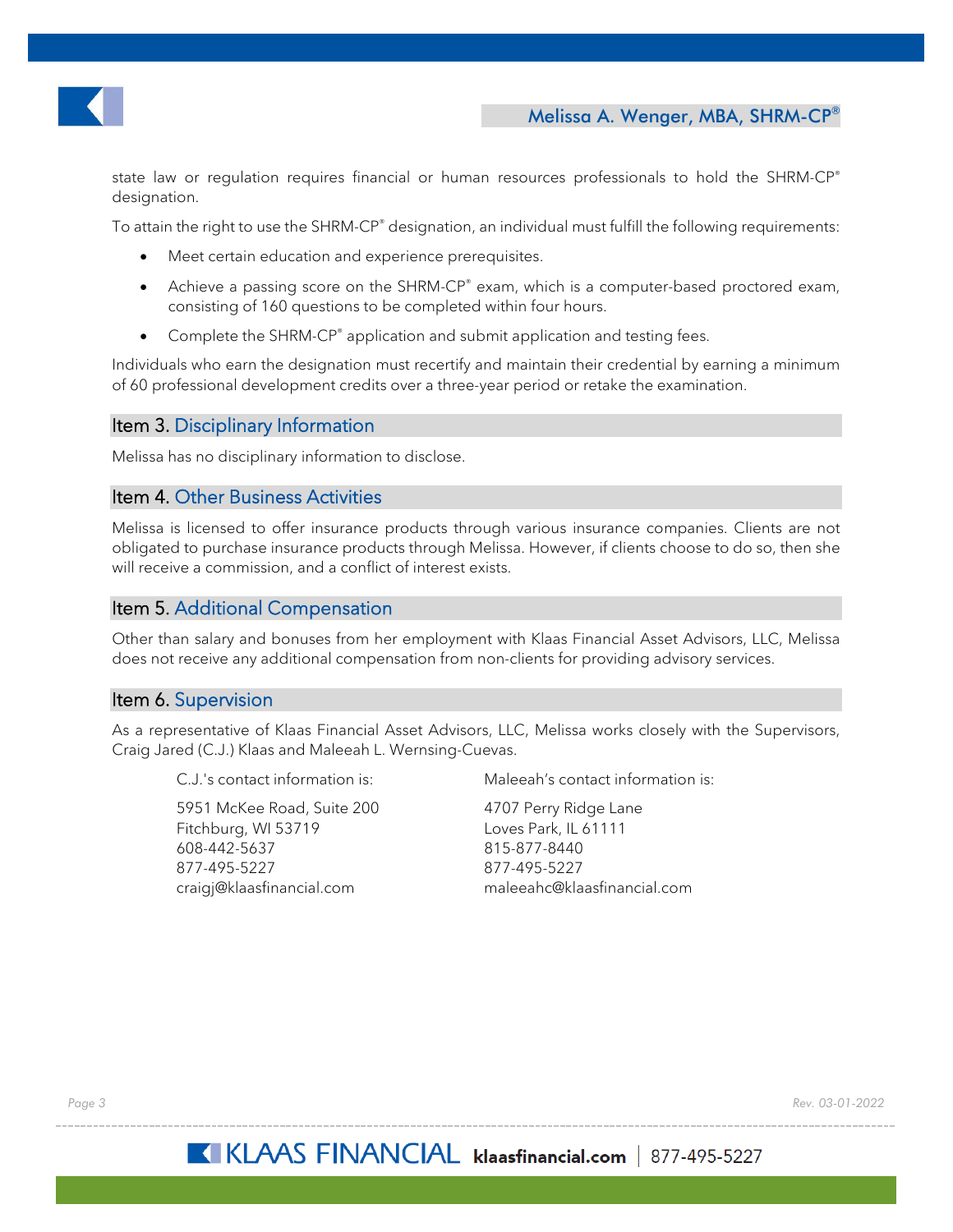state law or regulation requires financial or human resources professionals to hold the SHRM-CP® designation.

To attain the right to use the SHRM-CP® designation, an individual must fulfill the following requirements:

- Meet certain education and experience prerequisites.
- Achieve a passing score on the SHRM-CP® exam, which is a computer-based proctored exam, consisting of 160 questions to be completed within four hours.
- Complete the SHRM-CP® application and submit application and testing fees.

Individuals who earn the designation must recertify and maintain their credential by earning a minimum of 60 professional development credits over a three-year period or retake the examination.

## Item 3. Disciplinary Information

Melissa has no disciplinary information to disclose.

## Item 4. Other Business Activities

Melissa is licensed to offer insurance products through various insurance companies. Clients are not obligated to purchase insurance products through Melissa. However, if clients choose to do so, then she will receive a commission, and a conflict of interest exists.

## Item 5. Additional Compensation

Other than salary and bonuses from her employment with Klaas Financial Asset Advisors, LLC, Melissa does not receive any additional compensation from non-clients for providing advisory services.

## Item 6. Supervision

As a representative of Klaas Financial Asset Advisors, LLC, Melissa works closely with the Supervisors, Craig Jared (C.J.) Klaas and Maleeah L. Wernsing-Cuevas.

C.J.'s contact information is:

5951 McKee Road, Suite 200
Fitchburg, WI 53719
608-442-5637
877-495-5227
craigj@klaasfinancial.com

Maleeah's contact information is:

4707 Perry Ridge Lane
Loves Park, IL 61111
815-877-8440
877-495-5227
maleeahc@klaasfinancial.com